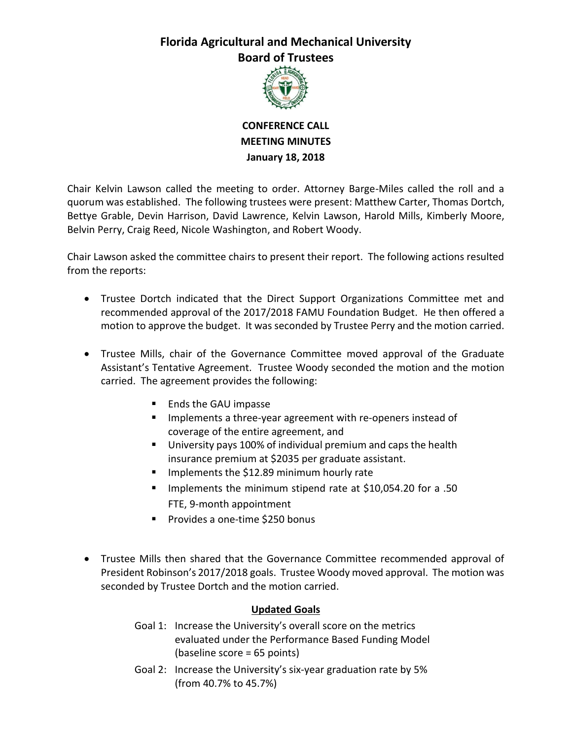# Florida Agricultural and Mechanical University
# Board of Trustees

**CONFERENCE CALL**
**MEETING MINUTES**
**January 18, 2018**

Chair Kelvin Lawson called the meeting to order. Attorney Barge-Miles called the roll and a quorum was established. The following trustees were present: Matthew Carter, Thomas Dortch, Bettye Grable, Devin Harrison, David Lawrence, Kelvin Lawson, Harold Mills, Kimberly Moore, Belvin Perry, Craig Reed, Nicole Washington, and Robert Woody.

Chair Lawson asked the committee chairs to present their report. The following actions resulted from the reports:

- Trustee Dortch indicated that the Direct Support Organizations Committee met and recommended approval of the 2017/2018 FAMU Foundation Budget. He then offered a motion to approve the budget. It was seconded by Trustee Perry and the motion carried.

- Trustee Mills, chair of the Governance Committee moved approval of the Graduate Assistant's Tentative Agreement. Trustee Woody seconded the motion and the motion carried. The agreement provides the following:

  - Ends the GAU impasse
  - Implements a three-year agreement with re-openers instead of coverage of the entire agreement, and
  - University pays 100% of individual premium and caps the health insurance premium at $2035 per graduate assistant.
  - Implements the $12.89 minimum hourly rate
  - Implements the minimum stipend rate at $10,054.20 for a .50 FTE, 9-month appointment
  - Provides a one-time $250 bonus

- Trustee Mills then shared that the Governance Committee recommended approval of President Robinson's 2017/2018 goals. Trustee Woody moved approval. The motion was seconded by Trustee Dortch and the motion carried.

**Updated Goals**

Goal 1: Increase the University's overall score on the metrics evaluated under the Performance Based Funding Model (baseline score = 65 points)

Goal 2: Increase the University's six-year graduation rate by 5% (from 40.7% to 45.7%)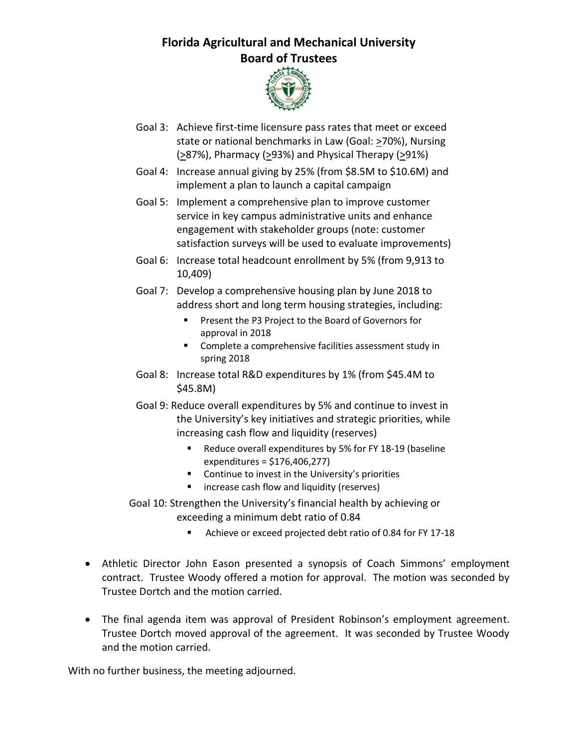# Florida Agricultural and Mechanical University
## Board of Trustees

Goal 3: Achieve first-time licensure pass rates that meet or exceed state or national benchmarks in Law (Goal: ≥70%), Nursing (≥87%), Pharmacy (≥93%) and Physical Therapy (≥91%)

Goal 4: Increase annual giving by 25% (from $8.5M to $10.6M) and implement a plan to launch a capital campaign

Goal 5: Implement a comprehensive plan to improve customer service in key campus administrative units and enhance engagement with stakeholder groups (note: customer satisfaction surveys will be used to evaluate improvements)

Goal 6: Increase total headcount enrollment by 5% (from 9,913 to 10,409)

Goal 7: Develop a comprehensive housing plan by June 2018 to address short and long term housing strategies, including:

- Present the P3 Project to the Board of Governors for approval in 2018
- Complete a comprehensive facilities assessment study in spring 2018

Goal 8: Increase total R&D expenditures by 1% (from $45.4M to $45.8M)

Goal 9: Reduce overall expenditures by 5% and continue to invest in the University's key initiatives and strategic priorities, while increasing cash flow and liquidity (reserves)

- Reduce overall expenditures by 5% for FY 18-19 (baseline expenditures = $176,406,277)
- Continue to invest in the University's priorities
- increase cash flow and liquidity (reserves)

Goal 10: Strengthen the University's financial health by achieving or exceeding a minimum debt ratio of 0.84

- Achieve or exceed projected debt ratio of 0.84 for FY 17-18

- Athletic Director John Eason presented a synopsis of Coach Simmons' employment contract. Trustee Woody offered a motion for approval. The motion was seconded by Trustee Dortch and the motion carried.

- The final agenda item was approval of President Robinson's employment agreement. Trustee Dortch moved approval of the agreement. It was seconded by Trustee Woody and the motion carried.

With no further business, the meeting adjourned.